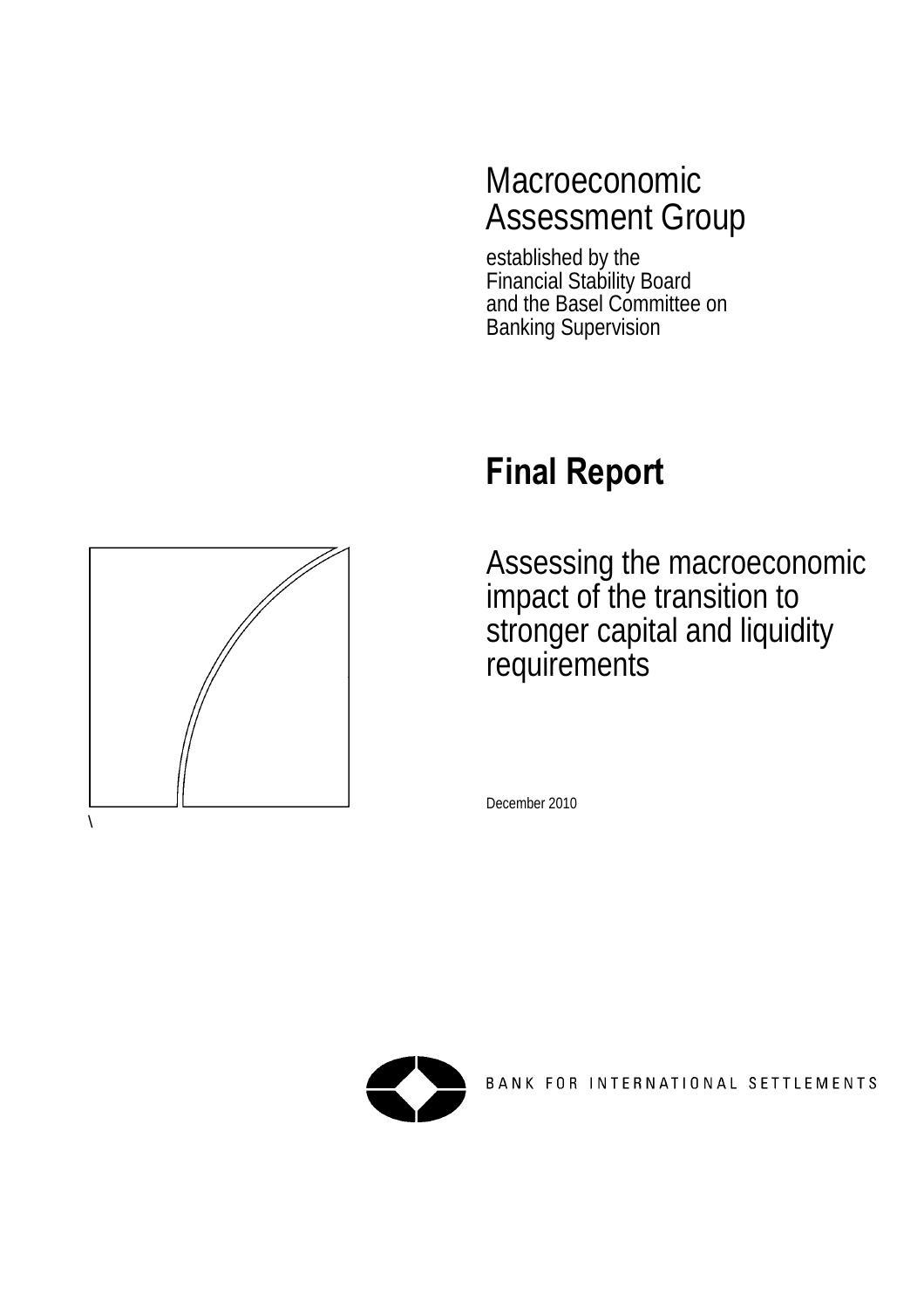# Macroeconomic Assessment Group

established by the
Financial Stability Board
and the Basel Committee on
Banking Supervision

## Final Report

Assessing the macroeconomic impact of the transition to stronger capital and liquidity requirements

December 2010

BANK FOR INTERNATIONAL SETTLEMENTS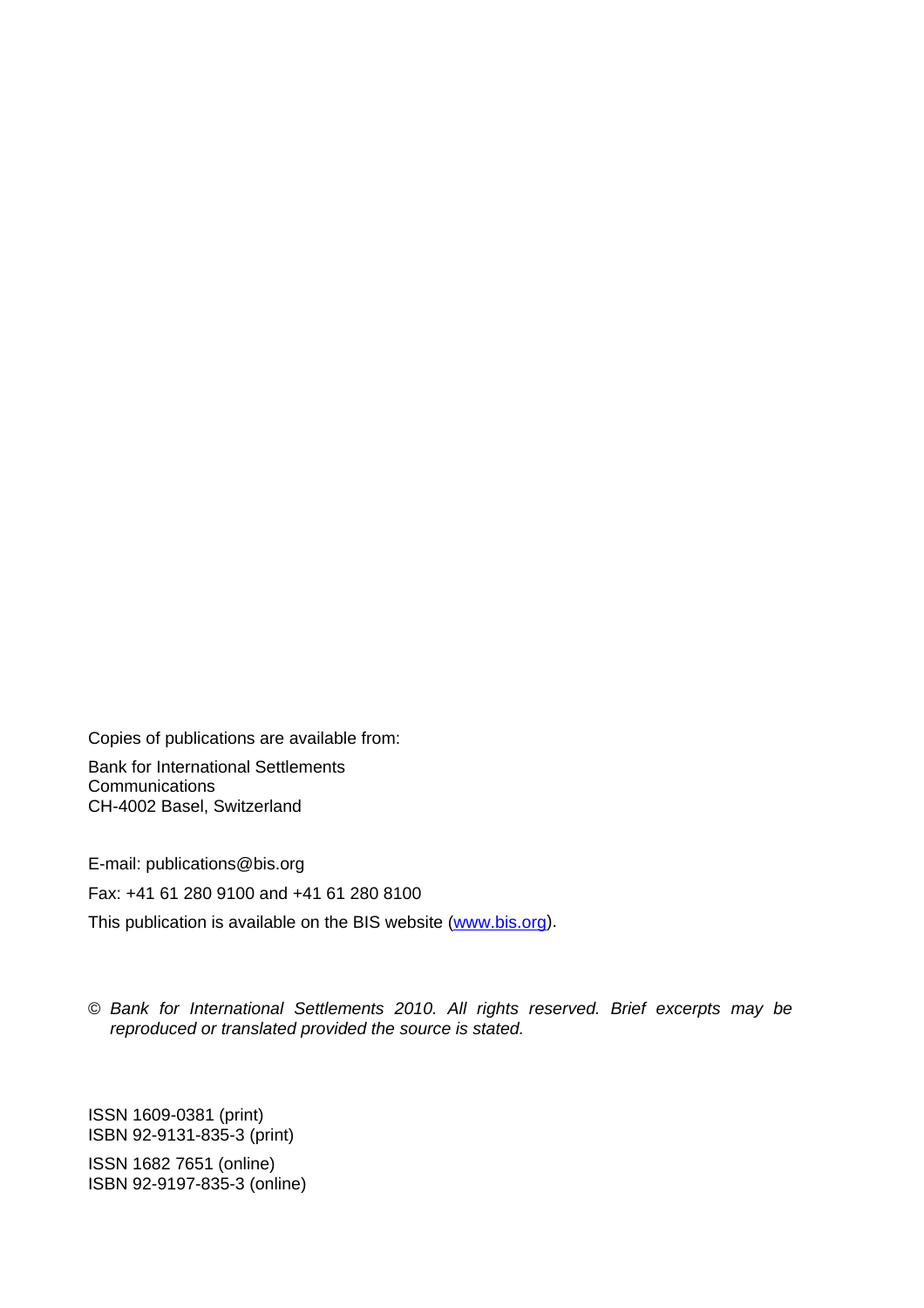Copies of publications are available from:

Bank for International Settlements
Communications
CH-4002 Basel, Switzerland

E-mail: publications@bis.org

Fax: +41 61 280 9100 and +41 61 280 8100

This publication is available on the BIS website (www.bis.org).

© *Bank for International Settlements 2010. All rights reserved. Brief excerpts may be reproduced or translated provided the source is stated.*

ISSN 1609-0381 (print)
ISBN 92-9131-835-3 (print)

ISSN 1682 7651 (online)
ISBN 92-9197-835-3 (online)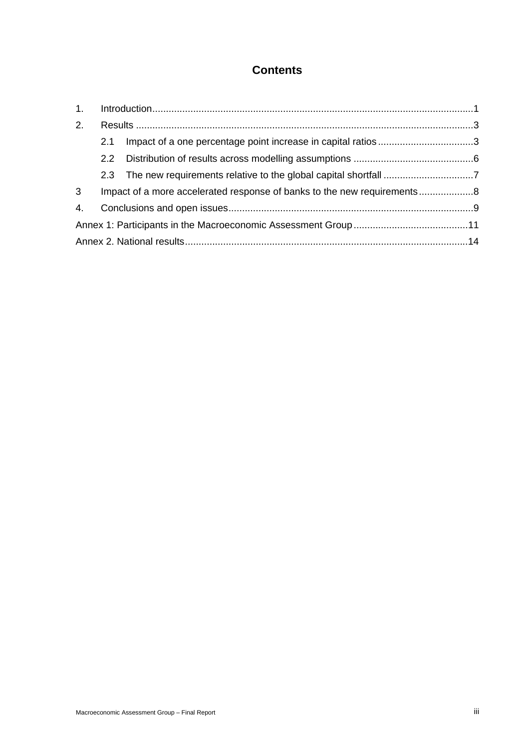## Contents

1. Introduction.....1
2. Results.....3
   - 2.1 Impact of a one percentage point increase in capital ratios.....3
   - 2.2 Distribution of results across modelling assumptions.....6
   - 2.3 The new requirements relative to the global capital shortfall.....7
3 Impact of a more accelerated response of banks to the new requirements.....8
4. Conclusions and open issues.....9

Annex 1: Participants in the Macroeconomic Assessment Group.....11

Annex 2. National results.....14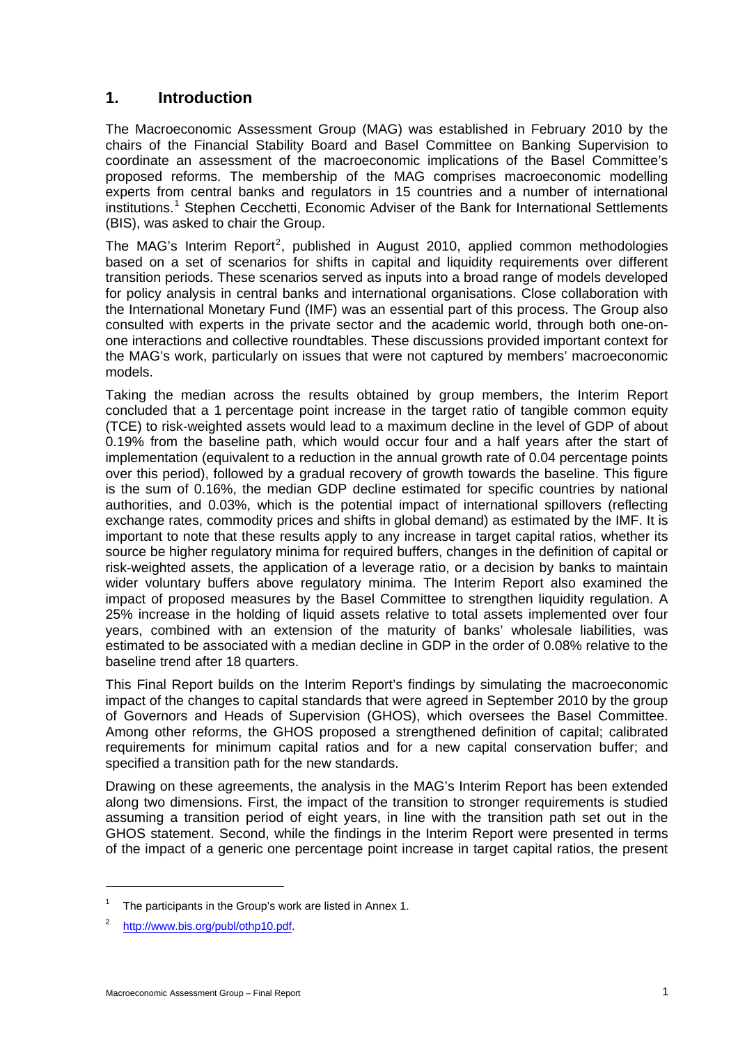## 1. Introduction

The Macroeconomic Assessment Group (MAG) was established in February 2010 by the chairs of the Financial Stability Board and Basel Committee on Banking Supervision to coordinate an assessment of the macroeconomic implications of the Basel Committee's proposed reforms. The membership of the MAG comprises macroeconomic modelling experts from central banks and regulators in 15 countries and a number of international institutions.[1] Stephen Cecchetti, Economic Adviser of the Bank for International Settlements (BIS), was asked to chair the Group.

The MAG's Interim Report[2], published in August 2010, applied common methodologies based on a set of scenarios for shifts in capital and liquidity requirements over different transition periods. These scenarios served as inputs into a broad range of models developed for policy analysis in central banks and international organisations. Close collaboration with the International Monetary Fund (IMF) was an essential part of this process. The Group also consulted with experts in the private sector and the academic world, through both one-on-one interactions and collective roundtables. These discussions provided important context for the MAG's work, particularly on issues that were not captured by members' macroeconomic models.

Taking the median across the results obtained by group members, the Interim Report concluded that a 1 percentage point increase in the target ratio of tangible common equity (TCE) to risk-weighted assets would lead to a maximum decline in the level of GDP of about 0.19% from the baseline path, which would occur four and a half years after the start of implementation (equivalent to a reduction in the annual growth rate of 0.04 percentage points over this period), followed by a gradual recovery of growth towards the baseline. This figure is the sum of 0.16%, the median GDP decline estimated for specific countries by national authorities, and 0.03%, which is the potential impact of international spillovers (reflecting exchange rates, commodity prices and shifts in global demand) as estimated by the IMF. It is important to note that these results apply to any increase in target capital ratios, whether its source be higher regulatory minima for required buffers, changes in the definition of capital or risk-weighted assets, the application of a leverage ratio, or a decision by banks to maintain wider voluntary buffers above regulatory minima. The Interim Report also examined the impact of proposed measures by the Basel Committee to strengthen liquidity regulation. A 25% increase in the holding of liquid assets relative to total assets implemented over four years, combined with an extension of the maturity of banks' wholesale liabilities, was estimated to be associated with a median decline in GDP in the order of 0.08% relative to the baseline trend after 18 quarters.

This Final Report builds on the Interim Report's findings by simulating the macroeconomic impact of the changes to capital standards that were agreed in September 2010 by the group of Governors and Heads of Supervision (GHOS), which oversees the Basel Committee. Among other reforms, the GHOS proposed a strengthened definition of capital; calibrated requirements for minimum capital ratios and for a new capital conservation buffer; and specified a transition path for the new standards.

Drawing on these agreements, the analysis in the MAG's Interim Report has been extended along two dimensions. First, the impact of the transition to stronger requirements is studied assuming a transition period of eight years, in line with the transition path set out in the GHOS statement. Second, while the findings in the Interim Report were presented in terms of the impact of a generic one percentage point increase in target capital ratios, the present

---

[1] The participants in the Group's work are listed in Annex 1.

[2] http://www.bis.org/publ/othp10.pdf.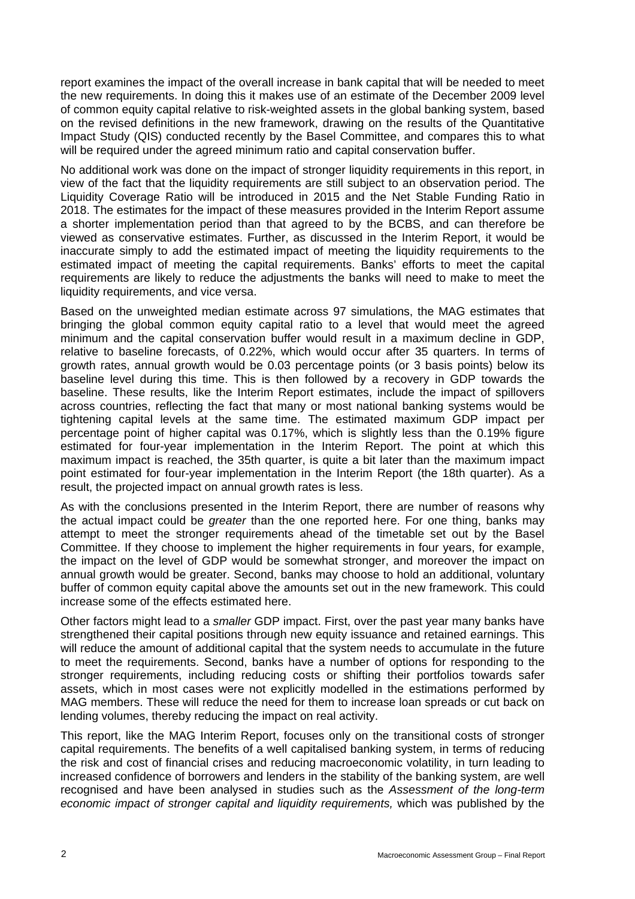report examines the impact of the overall increase in bank capital that will be needed to meet the new requirements. In doing this it makes use of an estimate of the December 2009 level of common equity capital relative to risk-weighted assets in the global banking system, based on the revised definitions in the new framework, drawing on the results of the Quantitative Impact Study (QIS) conducted recently by the Basel Committee, and compares this to what will be required under the agreed minimum ratio and capital conservation buffer.

No additional work was done on the impact of stronger liquidity requirements in this report, in view of the fact that the liquidity requirements are still subject to an observation period. The Liquidity Coverage Ratio will be introduced in 2015 and the Net Stable Funding Ratio in 2018. The estimates for the impact of these measures provided in the Interim Report assume a shorter implementation period than that agreed to by the BCBS, and can therefore be viewed as conservative estimates. Further, as discussed in the Interim Report, it would be inaccurate simply to add the estimated impact of meeting the liquidity requirements to the estimated impact of meeting the capital requirements. Banks' efforts to meet the capital requirements are likely to reduce the adjustments the banks will need to make to meet the liquidity requirements, and vice versa.

Based on the unweighted median estimate across 97 simulations, the MAG estimates that bringing the global common equity capital ratio to a level that would meet the agreed minimum and the capital conservation buffer would result in a maximum decline in GDP, relative to baseline forecasts, of 0.22%, which would occur after 35 quarters. In terms of growth rates, annual growth would be 0.03 percentage points (or 3 basis points) below its baseline level during this time. This is then followed by a recovery in GDP towards the baseline. These results, like the Interim Report estimates, include the impact of spillovers across countries, reflecting the fact that many or most national banking systems would be tightening capital levels at the same time. The estimated maximum GDP impact per percentage point of higher capital was 0.17%, which is slightly less than the 0.19% figure estimated for four-year implementation in the Interim Report. The point at which this maximum impact is reached, the 35th quarter, is quite a bit later than the maximum impact point estimated for four-year implementation in the Interim Report (the 18th quarter). As a result, the projected impact on annual growth rates is less.

As with the conclusions presented in the Interim Report, there are number of reasons why the actual impact could be *greater* than the one reported here. For one thing, banks may attempt to meet the stronger requirements ahead of the timetable set out by the Basel Committee. If they choose to implement the higher requirements in four years, for example, the impact on the level of GDP would be somewhat stronger, and moreover the impact on annual growth would be greater. Second, banks may choose to hold an additional, voluntary buffer of common equity capital above the amounts set out in the new framework. This could increase some of the effects estimated here.

Other factors might lead to a *smaller* GDP impact. First, over the past year many banks have strengthened their capital positions through new equity issuance and retained earnings. This will reduce the amount of additional capital that the system needs to accumulate in the future to meet the requirements. Second, banks have a number of options for responding to the stronger requirements, including reducing costs or shifting their portfolios towards safer assets, which in most cases were not explicitly modelled in the estimations performed by MAG members. These will reduce the need for them to increase loan spreads or cut back on lending volumes, thereby reducing the impact on real activity.

This report, like the MAG Interim Report, focuses only on the transitional costs of stronger capital requirements. The benefits of a well capitalised banking system, in terms of reducing the risk and cost of financial crises and reducing macroeconomic volatility, in turn leading to increased confidence of borrowers and lenders in the stability of the banking system, are well recognised and have been analysed in studies such as the *Assessment of the long-term economic impact of stronger capital and liquidity requirements,* which was published by the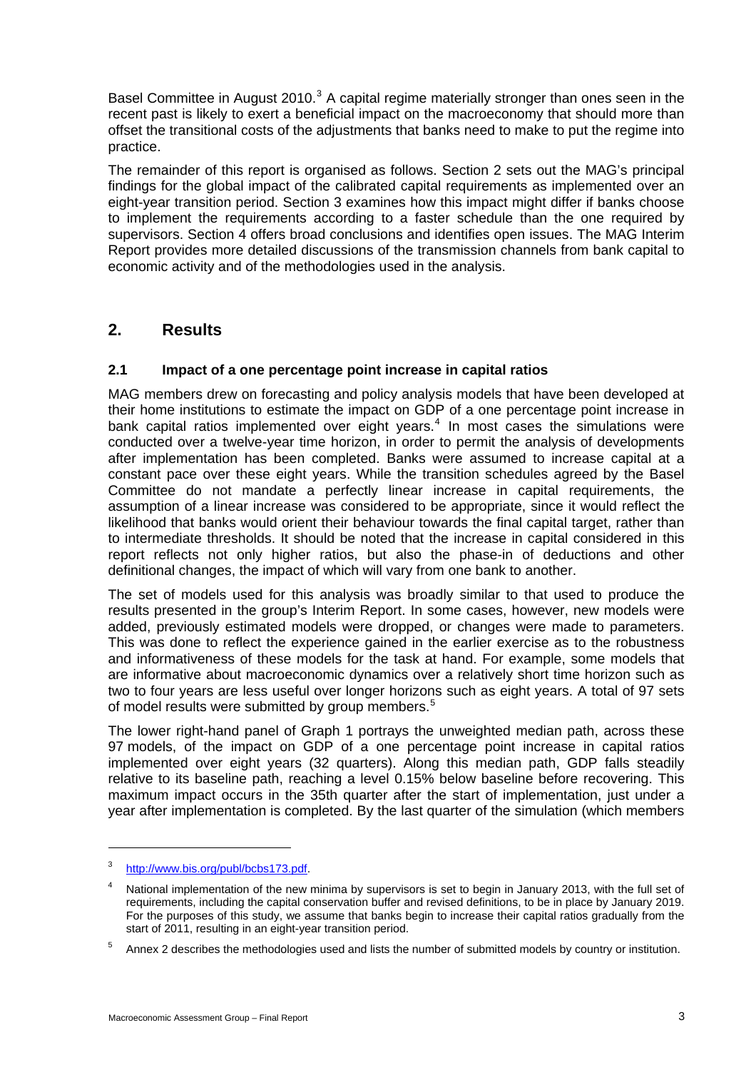Basel Committee in August 2010.[3] A capital regime materially stronger than ones seen in the recent past is likely to exert a beneficial impact on the macroeconomy that should more than offset the transitional costs of the adjustments that banks need to make to put the regime into practice.

The remainder of this report is organised as follows. Section 2 sets out the MAG's principal findings for the global impact of the calibrated capital requirements as implemented over an eight-year transition period. Section 3 examines how this impact might differ if banks choose to implement the requirements according to a faster schedule than the one required by supervisors. Section 4 offers broad conclusions and identifies open issues. The MAG Interim Report provides more detailed discussions of the transmission channels from bank capital to economic activity and of the methodologies used in the analysis.

## 2. Results

### 2.1 Impact of a one percentage point increase in capital ratios

MAG members drew on forecasting and policy analysis models that have been developed at their home institutions to estimate the impact on GDP of a one percentage point increase in bank capital ratios implemented over eight years.[4] In most cases the simulations were conducted over a twelve-year time horizon, in order to permit the analysis of developments after implementation has been completed. Banks were assumed to increase capital at a constant pace over these eight years. While the transition schedules agreed by the Basel Committee do not mandate a perfectly linear increase in capital requirements, the assumption of a linear increase was considered to be appropriate, since it would reflect the likelihood that banks would orient their behaviour towards the final capital target, rather than to intermediate thresholds. It should be noted that the increase in capital considered in this report reflects not only higher ratios, but also the phase-in of deductions and other definitional changes, the impact of which will vary from one bank to another.

The set of models used for this analysis was broadly similar to that used to produce the results presented in the group's Interim Report. In some cases, however, new models were added, previously estimated models were dropped, or changes were made to parameters. This was done to reflect the experience gained in the earlier exercise as to the robustness and informativeness of these models for the task at hand. For example, some models that are informative about macroeconomic dynamics over a relatively short time horizon such as two to four years are less useful over longer horizons such as eight years. A total of 97 sets of model results were submitted by group members.[5]

The lower right-hand panel of Graph 1 portrays the unweighted median path, across these 97 models, of the impact on GDP of a one percentage point increase in capital ratios implemented over eight years (32 quarters). Along this median path, GDP falls steadily relative to its baseline path, reaching a level 0.15% below baseline before recovering. This maximum impact occurs in the 35th quarter after the start of implementation, just under a year after implementation is completed. By the last quarter of the simulation (which members

---

[3] http://www.bis.org/publ/bcbs173.pdf.

[4] National implementation of the new minima by supervisors is set to begin in January 2013, with the full set of requirements, including the capital conservation buffer and revised definitions, to be in place by January 2019. For the purposes of this study, we assume that banks begin to increase their capital ratios gradually from the start of 2011, resulting in an eight-year transition period.

[5] Annex 2 describes the methodologies used and lists the number of submitted models by country or institution.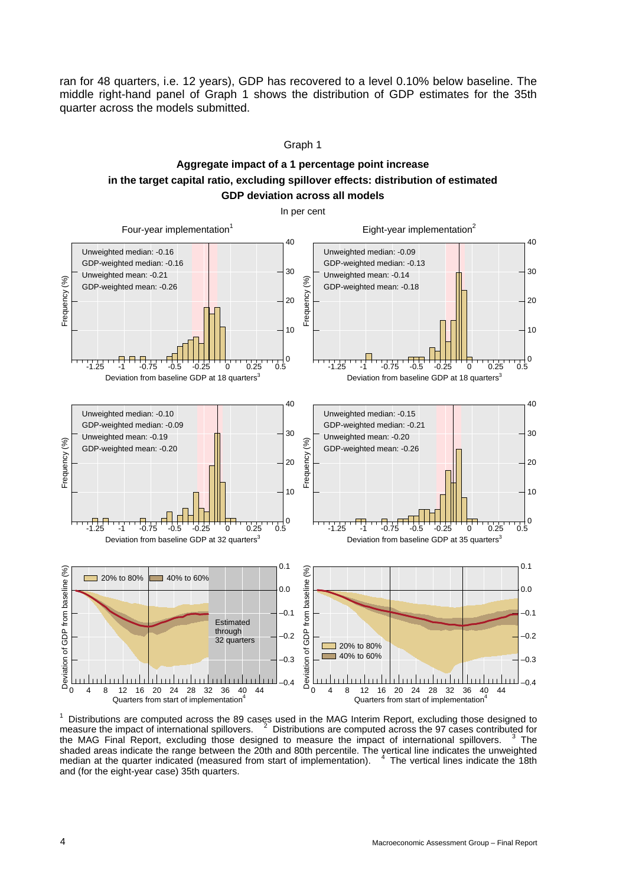ran for 48 quarters, i.e. 12 years), GDP has recovered to a level 0.10% below baseline. The middle right-hand panel of Graph 1 shows the distribution of GDP estimates for the 35th quarter across the models submitted.

Graph 1

**Aggregate impact of a 1 percentage point increase in the target capital ratio, excluding spillover effects: distribution of estimated GDP deviation across all models**

In per cent

Four-year implementation[1]

Unweighted median: -0.16
GDP-weighted median: -0.16
Unweighted mean: -0.21
GDP-weighted mean: -0.26

Frequency (%)

Deviation from baseline GDP at 18 quarters[3]

Eight-year implementation[2]

Unweighted median: -0.09
GDP-weighted median: -0.13
Unweighted mean: -0.14
GDP-weighted mean: -0.18

Frequency (%)

Deviation from baseline GDP at 18 quarters[3]

Unweighted median: -0.10
GDP-weighted median: -0.09
Unweighted mean: -0.19
GDP-weighted mean: -0.20

Frequency (%)

Deviation from baseline GDP at 32 quarters[3]

Unweighted median: -0.15
GDP-weighted median: -0.21
Unweighted mean: -0.20
GDP-weighted mean: -0.26

Frequency (%)

Deviation from baseline GDP at 35 quarters[3]

20% to 80%   40% to 60%

Estimated through 32 quarters

Deviation of GDP from baseline (%)

Quarters from start of implementation[4]

20% to 80%
40% to 60%

Deviation of GDP from baseline (%)

Quarters from start of implementation[4]

[1] Distributions are computed across the 89 cases used in the MAG Interim Report, excluding those designed to measure the impact of international spillovers. [2] Distributions are computed across the 97 cases contributed for the MAG Final Report, excluding those designed to measure the impact of international spillovers. [3] The shaded areas indicate the range between the 20th and 80th percentile. The vertical line indicates the unweighted median at the quarter indicated (measured from start of implementation). [4] The vertical lines indicate the 18th and (for the eight-year case) 35th quarters.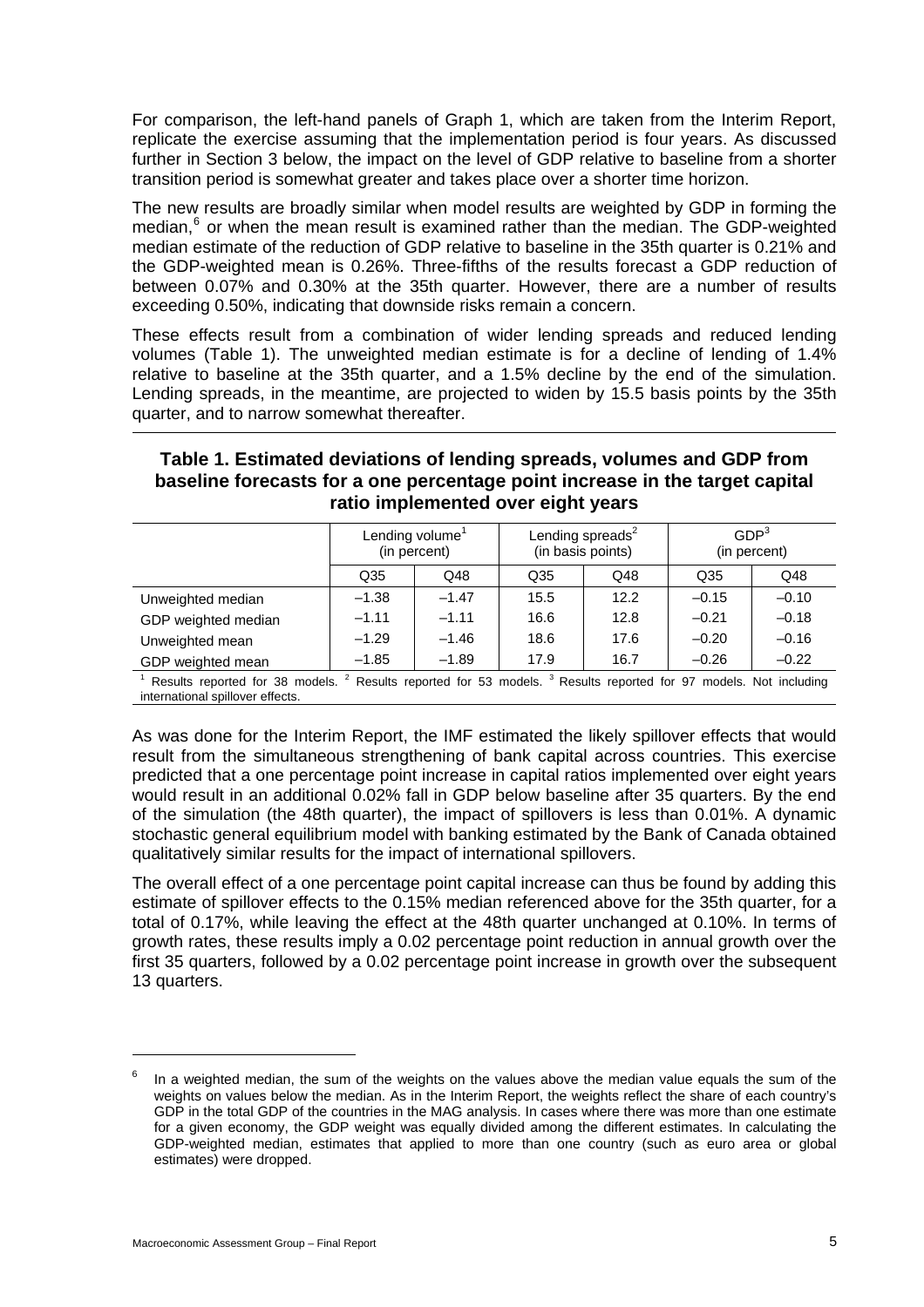For comparison, the left-hand panels of Graph 1, which are taken from the Interim Report, replicate the exercise assuming that the implementation period is four years. As discussed further in Section 3 below, the impact on the level of GDP relative to baseline from a shorter transition period is somewhat greater and takes place over a shorter time horizon.

The new results are broadly similar when model results are weighted by GDP in forming the median,[6] or when the mean result is examined rather than the median. The GDP-weighted median estimate of the reduction of GDP relative to baseline in the 35th quarter is 0.21% and the GDP-weighted mean is 0.26%. Three-fifths of the results forecast a GDP reduction of between 0.07% and 0.30% at the 35th quarter. However, there are a number of results exceeding 0.50%, indicating that downside risks remain a concern.

These effects result from a combination of wider lending spreads and reduced lending volumes (Table 1). The unweighted median estimate is for a decline of lending of 1.4% relative to baseline at the 35th quarter, and a 1.5% decline by the end of the simulation. Lending spreads, in the meantime, are projected to widen by 15.5 basis points by the 35th quarter, and to narrow somewhat thereafter.

**Table 1. Estimated deviations of lending spreads, volumes and GDP from baseline forecasts for a one percentage point increase in the target capital ratio implemented over eight years**

| | Lending volume[1] (in percent) | | Lending spreads[2] (in basis points) | | GDP[3] (in percent) | |
|---|---|---|---|---|---|---|
| | Q35 | Q48 | Q35 | Q48 | Q35 | Q48 |
| Unweighted median | –1.38 | –1.47 | 15.5 | 12.2 | –0.15 | –0.10 |
| GDP weighted median | –1.11 | –1.11 | 16.6 | 12.8 | –0.21 | –0.18 |
| Unweighted mean | –1.29 | –1.46 | 18.6 | 17.6 | –0.20 | –0.16 |
| GDP weighted mean | –1.85 | –1.89 | 17.9 | 16.7 | –0.26 | –0.22 |

[1] Results reported for 38 models. [2] Results reported for 53 models. [3] Results reported for 97 models. Not including international spillover effects.

As was done for the Interim Report, the IMF estimated the likely spillover effects that would result from the simultaneous strengthening of bank capital across countries. This exercise predicted that a one percentage point increase in capital ratios implemented over eight years would result in an additional 0.02% fall in GDP below baseline after 35 quarters. By the end of the simulation (the 48th quarter), the impact of spillovers is less than 0.01%. A dynamic stochastic general equilibrium model with banking estimated by the Bank of Canada obtained qualitatively similar results for the impact of international spillovers.

The overall effect of a one percentage point capital increase can thus be found by adding this estimate of spillover effects to the 0.15% median referenced above for the 35th quarter, for a total of 0.17%, while leaving the effect at the 48th quarter unchanged at 0.10%. In terms of growth rates, these results imply a 0.02 percentage point reduction in annual growth over the first 35 quarters, followed by a 0.02 percentage point increase in growth over the subsequent 13 quarters.

[6] In a weighted median, the sum of the weights on the values above the median value equals the sum of the weights on values below the median. As in the Interim Report, the weights reflect the share of each country's GDP in the total GDP of the countries in the MAG analysis. In cases where there was more than one estimate for a given economy, the GDP weight was equally divided among the different estimates. In calculating the GDP-weighted median, estimates that applied to more than one country (such as euro area or global estimates) were dropped.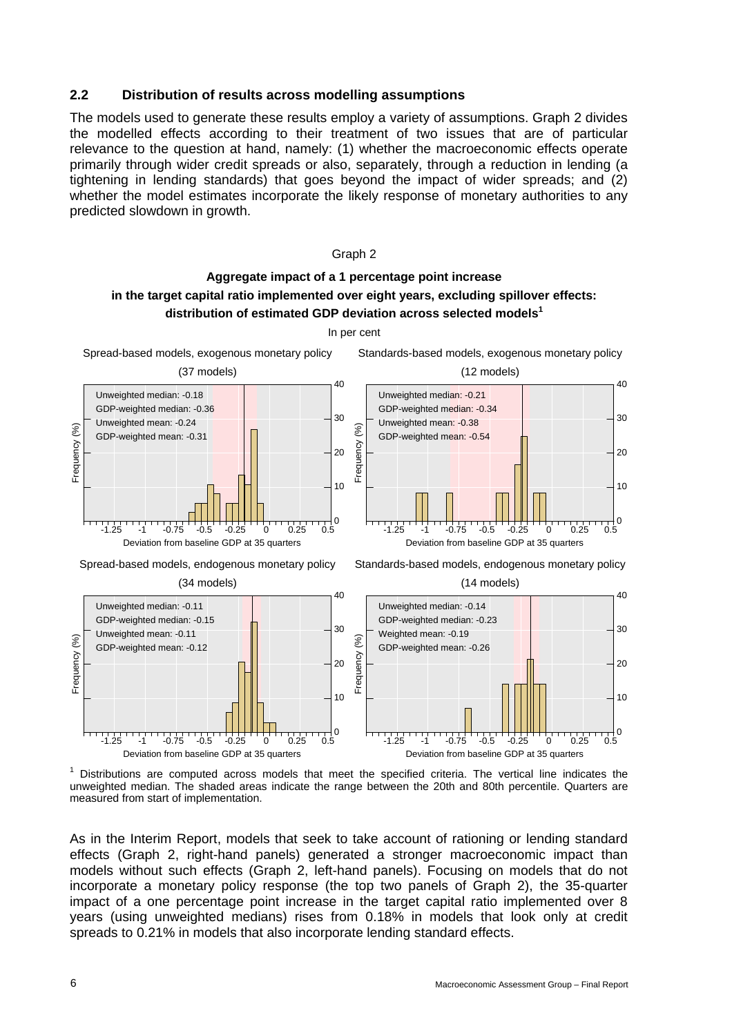### 2.2 Distribution of results across modelling assumptions

The models used to generate these results employ a variety of assumptions. Graph 2 divides the modelled effects according to their treatment of two issues that are of particular relevance to the question at hand, namely: (1) whether the macroeconomic effects operate primarily through wider credit spreads or also, separately, through a reduction in lending (a tightening in lending standards) that goes beyond the impact of wider spreads; and (2) whether the model estimates incorporate the likely response of monetary authorities to any predicted slowdown in growth.

Graph 2

**Aggregate impact of a 1 percentage point increase in the target capital ratio implemented over eight years, excluding spillover effects: distribution of estimated GDP deviation across selected models[1]**

In per cent

Spread-based models, exogenous monetary policy

(37 models)

Unweighted median: -0.18

GDP-weighted median: -0.36

Unweighted mean: -0.24

GDP-weighted mean: -0.31

Frequency (%)

Deviation from baseline GDP at 35 quarters

Standards-based models, exogenous monetary policy

(12 models)

Unweighted median: -0.21

GDP-weighted median: -0.34

Unweighted mean: -0.38

GDP-weighted mean: -0.54

Frequency (%)

Deviation from baseline GDP at 35 quarters

Spread-based models, endogenous monetary policy

(34 models)

Unweighted median: -0.11

GDP-weighted median: -0.15

Unweighted mean: -0.11

GDP-weighted mean: -0.12

Frequency (%)

Deviation from baseline GDP at 35 quarters

Standards-based models, endogenous monetary policy

(14 models)

Unweighted median: -0.14

GDP-weighted median: -0.23

Weighted mean: -0.19

GDP-weighted mean: -0.26

Frequency (%)

Deviation from baseline GDP at 35 quarters

[1] Distributions are computed across models that meet the specified criteria. The vertical line indicates the unweighted median. The shaded areas indicate the range between the 20th and 80th percentile. Quarters are measured from start of implementation.

As in the Interim Report, models that seek to take account of rationing or lending standard effects (Graph 2, right-hand panels) generated a stronger macroeconomic impact than models without such effects (Graph 2, left-hand panels). Focusing on models that do not incorporate a monetary policy response (the top two panels of Graph 2), the 35-quarter impact of a one percentage point increase in the target capital ratio implemented over 8 years (using unweighted medians) rises from 0.18% in models that look only at credit spreads to 0.21% in models that also incorporate lending standard effects.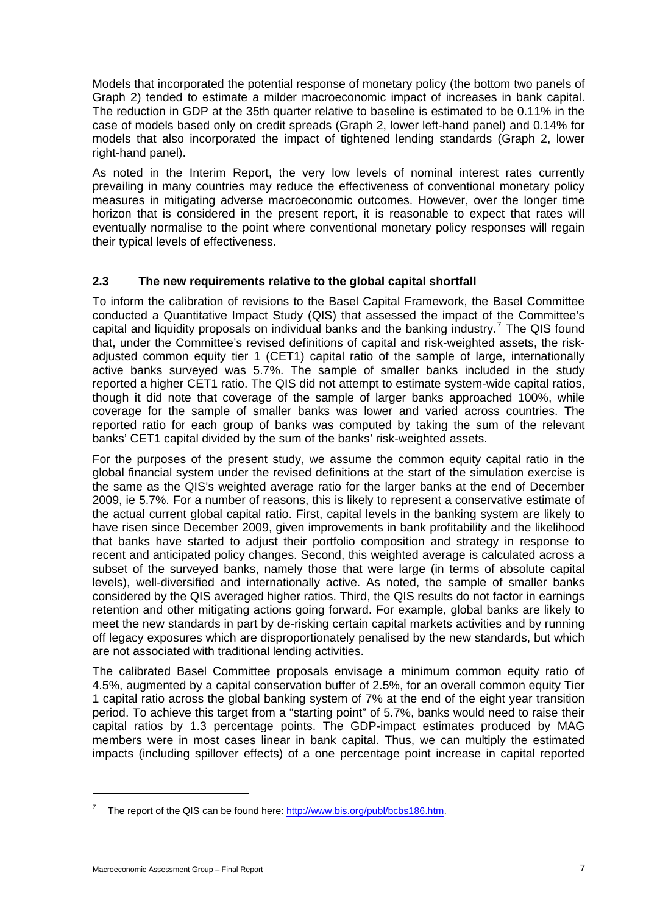Models that incorporated the potential response of monetary policy (the bottom two panels of Graph 2) tended to estimate a milder macroeconomic impact of increases in bank capital. The reduction in GDP at the 35th quarter relative to baseline is estimated to be 0.11% in the case of models based only on credit spreads (Graph 2, lower left-hand panel) and 0.14% for models that also incorporated the impact of tightened lending standards (Graph 2, lower right-hand panel).

As noted in the Interim Report, the very low levels of nominal interest rates currently prevailing in many countries may reduce the effectiveness of conventional monetary policy measures in mitigating adverse macroeconomic outcomes. However, over the longer time horizon that is considered in the present report, it is reasonable to expect that rates will eventually normalise to the point where conventional monetary policy responses will regain their typical levels of effectiveness.

### 2.3 The new requirements relative to the global capital shortfall

To inform the calibration of revisions to the Basel Capital Framework, the Basel Committee conducted a Quantitative Impact Study (QIS) that assessed the impact of the Committee's capital and liquidity proposals on individual banks and the banking industry.[7] The QIS found that, under the Committee's revised definitions of capital and risk-weighted assets, the risk-adjusted common equity tier 1 (CET1) capital ratio of the sample of large, internationally active banks surveyed was 5.7%. The sample of smaller banks included in the study reported a higher CET1 ratio. The QIS did not attempt to estimate system-wide capital ratios, though it did note that coverage of the sample of larger banks approached 100%, while coverage for the sample of smaller banks was lower and varied across countries. The reported ratio for each group of banks was computed by taking the sum of the relevant banks' CET1 capital divided by the sum of the banks' risk-weighted assets.

For the purposes of the present study, we assume the common equity capital ratio in the global financial system under the revised definitions at the start of the simulation exercise is the same as the QIS's weighted average ratio for the larger banks at the end of December 2009, ie 5.7%. For a number of reasons, this is likely to represent a conservative estimate of the actual current global capital ratio. First, capital levels in the banking system are likely to have risen since December 2009, given improvements in bank profitability and the likelihood that banks have started to adjust their portfolio composition and strategy in response to recent and anticipated policy changes. Second, this weighted average is calculated across a subset of the surveyed banks, namely those that were large (in terms of absolute capital levels), well-diversified and internationally active. As noted, the sample of smaller banks considered by the QIS averaged higher ratios. Third, the QIS results do not factor in earnings retention and other mitigating actions going forward. For example, global banks are likely to meet the new standards in part by de-risking certain capital markets activities and by running off legacy exposures which are disproportionately penalised by the new standards, but which are not associated with traditional lending activities.

The calibrated Basel Committee proposals envisage a minimum common equity ratio of 4.5%, augmented by a capital conservation buffer of 2.5%, for an overall common equity Tier 1 capital ratio across the global banking system of 7% at the end of the eight year transition period. To achieve this target from a "starting point" of 5.7%, banks would need to raise their capital ratios by 1.3 percentage points. The GDP-impact estimates produced by MAG members were in most cases linear in bank capital. Thus, we can multiply the estimated impacts (including spillover effects) of a one percentage point increase in capital reported

[7] The report of the QIS can be found here: http://www.bis.org/publ/bcbs186.htm.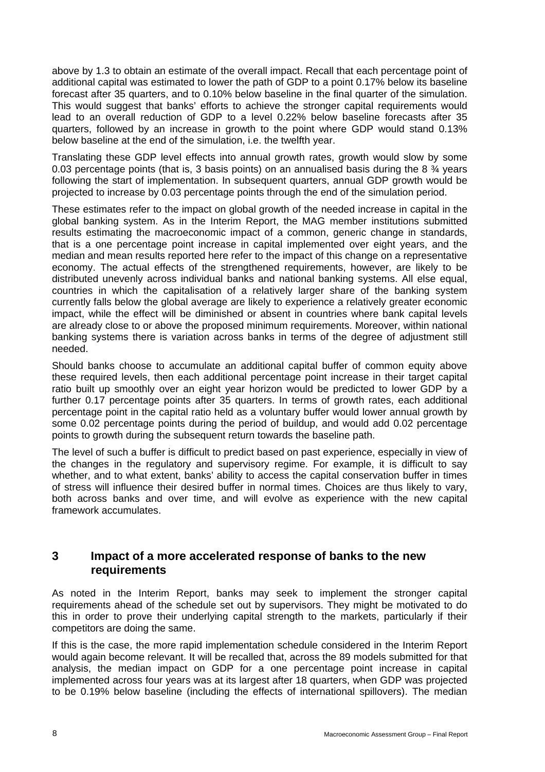above by 1.3 to obtain an estimate of the overall impact. Recall that each percentage point of additional capital was estimated to lower the path of GDP to a point 0.17% below its baseline forecast after 35 quarters, and to 0.10% below baseline in the final quarter of the simulation. This would suggest that banks' efforts to achieve the stronger capital requirements would lead to an overall reduction of GDP to a level 0.22% below baseline forecasts after 35 quarters, followed by an increase in growth to the point where GDP would stand 0.13% below baseline at the end of the simulation, i.e. the twelfth year.

Translating these GDP level effects into annual growth rates, growth would slow by some 0.03 percentage points (that is, 3 basis points) on an annualised basis during the 8 ¾ years following the start of implementation. In subsequent quarters, annual GDP growth would be projected to increase by 0.03 percentage points through the end of the simulation period.

These estimates refer to the impact on global growth of the needed increase in capital in the global banking system. As in the Interim Report, the MAG member institutions submitted results estimating the macroeconomic impact of a common, generic change in standards, that is a one percentage point increase in capital implemented over eight years, and the median and mean results reported here refer to the impact of this change on a representative economy. The actual effects of the strengthened requirements, however, are likely to be distributed unevenly across individual banks and national banking systems. All else equal, countries in which the capitalisation of a relatively larger share of the banking system currently falls below the global average are likely to experience a relatively greater economic impact, while the effect will be diminished or absent in countries where bank capital levels are already close to or above the proposed minimum requirements. Moreover, within national banking systems there is variation across banks in terms of the degree of adjustment still needed.

Should banks choose to accumulate an additional capital buffer of common equity above these required levels, then each additional percentage point increase in their target capital ratio built up smoothly over an eight year horizon would be predicted to lower GDP by a further 0.17 percentage points after 35 quarters. In terms of growth rates, each additional percentage point in the capital ratio held as a voluntary buffer would lower annual growth by some 0.02 percentage points during the period of buildup, and would add 0.02 percentage points to growth during the subsequent return towards the baseline path.

The level of such a buffer is difficult to predict based on past experience, especially in view of the changes in the regulatory and supervisory regime. For example, it is difficult to say whether, and to what extent, banks' ability to access the capital conservation buffer in times of stress will influence their desired buffer in normal times. Choices are thus likely to vary, both across banks and over time, and will evolve as experience with the new capital framework accumulates.

## 3 Impact of a more accelerated response of banks to the new requirements

As noted in the Interim Report, banks may seek to implement the stronger capital requirements ahead of the schedule set out by supervisors. They might be motivated to do this in order to prove their underlying capital strength to the markets, particularly if their competitors are doing the same.

If this is the case, the more rapid implementation schedule considered in the Interim Report would again become relevant. It will be recalled that, across the 89 models submitted for that analysis, the median impact on GDP for a one percentage point increase in capital implemented across four years was at its largest after 18 quarters, when GDP was projected to be 0.19% below baseline (including the effects of international spillovers). The median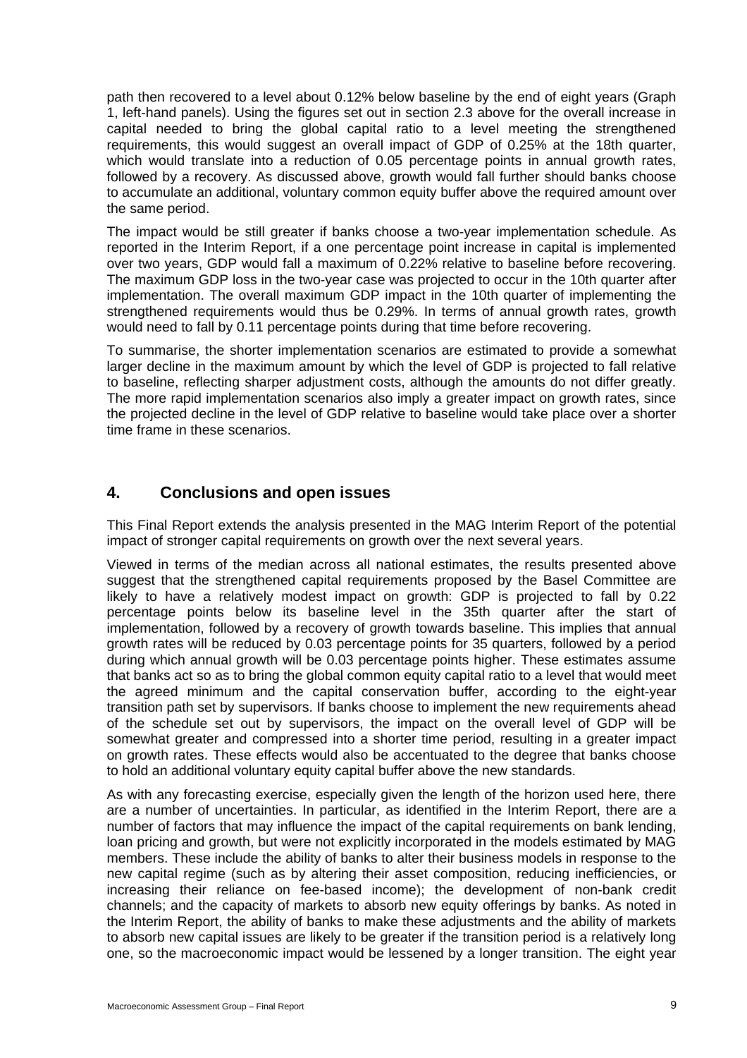path then recovered to a level about 0.12% below baseline by the end of eight years (Graph 1, left-hand panels). Using the figures set out in section 2.3 above for the overall increase in capital needed to bring the global capital ratio to a level meeting the strengthened requirements, this would suggest an overall impact of GDP of 0.25% at the 18th quarter, which would translate into a reduction of 0.05 percentage points in annual growth rates, followed by a recovery. As discussed above, growth would fall further should banks choose to accumulate an additional, voluntary common equity buffer above the required amount over the same period.

The impact would be still greater if banks choose a two-year implementation schedule. As reported in the Interim Report, if a one percentage point increase in capital is implemented over two years, GDP would fall a maximum of 0.22% relative to baseline before recovering. The maximum GDP loss in the two-year case was projected to occur in the 10th quarter after implementation. The overall maximum GDP impact in the 10th quarter of implementing the strengthened requirements would thus be 0.29%. In terms of annual growth rates, growth would need to fall by 0.11 percentage points during that time before recovering.

To summarise, the shorter implementation scenarios are estimated to provide a somewhat larger decline in the maximum amount by which the level of GDP is projected to fall relative to baseline, reflecting sharper adjustment costs, although the amounts do not differ greatly. The more rapid implementation scenarios also imply a greater impact on growth rates, since the projected decline in the level of GDP relative to baseline would take place over a shorter time frame in these scenarios.

## 4. Conclusions and open issues

This Final Report extends the analysis presented in the MAG Interim Report of the potential impact of stronger capital requirements on growth over the next several years.

Viewed in terms of the median across all national estimates, the results presented above suggest that the strengthened capital requirements proposed by the Basel Committee are likely to have a relatively modest impact on growth: GDP is projected to fall by 0.22 percentage points below its baseline level in the 35th quarter after the start of implementation, followed by a recovery of growth towards baseline. This implies that annual growth rates will be reduced by 0.03 percentage points for 35 quarters, followed by a period during which annual growth will be 0.03 percentage points higher. These estimates assume that banks act so as to bring the global common equity capital ratio to a level that would meet the agreed minimum and the capital conservation buffer, according to the eight-year transition path set by supervisors. If banks choose to implement the new requirements ahead of the schedule set out by supervisors, the impact on the overall level of GDP will be somewhat greater and compressed into a shorter time period, resulting in a greater impact on growth rates. These effects would also be accentuated to the degree that banks choose to hold an additional voluntary equity capital buffer above the new standards.

As with any forecasting exercise, especially given the length of the horizon used here, there are a number of uncertainties. In particular, as identified in the Interim Report, there are a number of factors that may influence the impact of the capital requirements on bank lending, loan pricing and growth, but were not explicitly incorporated in the models estimated by MAG members. These include the ability of banks to alter their business models in response to the new capital regime (such as by altering their asset composition, reducing inefficiencies, or increasing their reliance on fee-based income); the development of non-bank credit channels; and the capacity of markets to absorb new equity offerings by banks. As noted in the Interim Report, the ability of banks to make these adjustments and the ability of markets to absorb new capital issues are likely to be greater if the transition period is a relatively long one, so the macroeconomic impact would be lessened by a longer transition. The eight year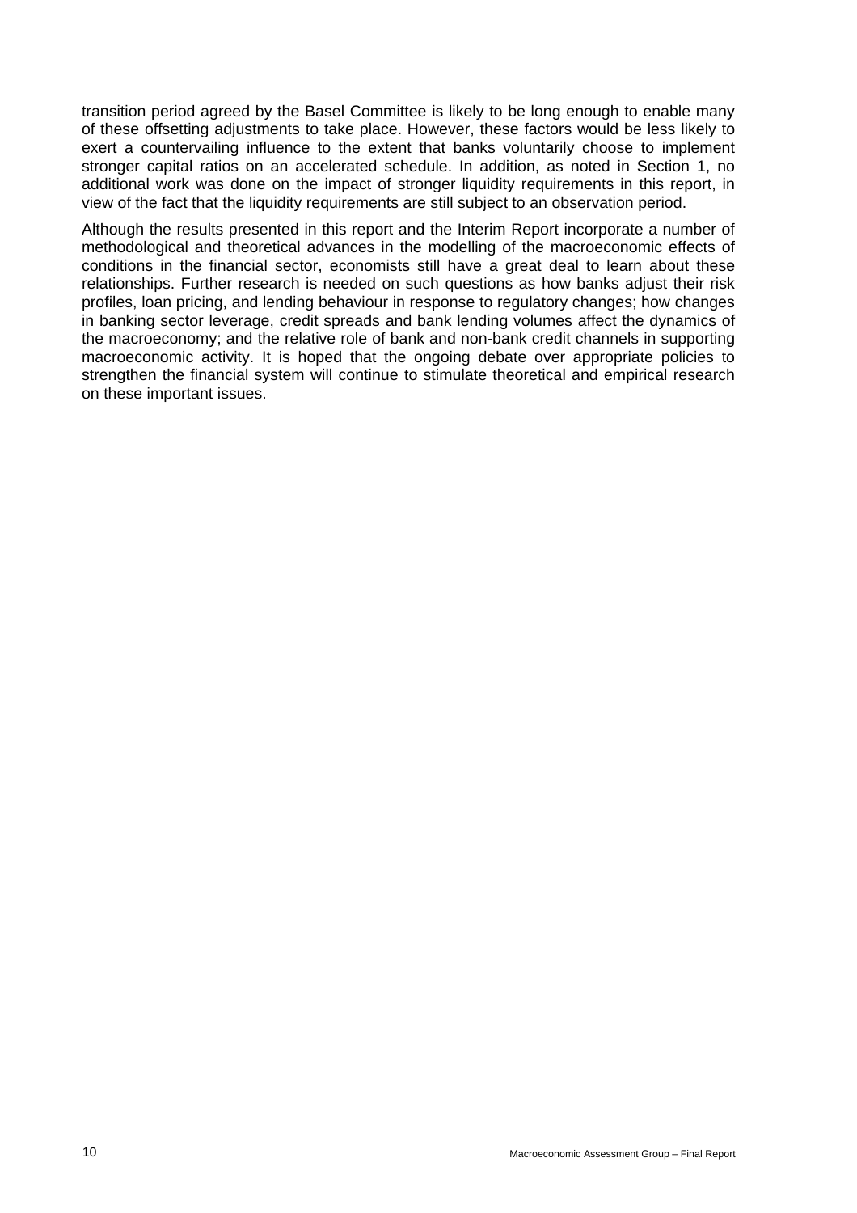transition period agreed by the Basel Committee is likely to be long enough to enable many of these offsetting adjustments to take place. However, these factors would be less likely to exert a countervailing influence to the extent that banks voluntarily choose to implement stronger capital ratios on an accelerated schedule. In addition, as noted in Section 1, no additional work was done on the impact of stronger liquidity requirements in this report, in view of the fact that the liquidity requirements are still subject to an observation period.

Although the results presented in this report and the Interim Report incorporate a number of methodological and theoretical advances in the modelling of the macroeconomic effects of conditions in the financial sector, economists still have a great deal to learn about these relationships. Further research is needed on such questions as how banks adjust their risk profiles, loan pricing, and lending behaviour in response to regulatory changes; how changes in banking sector leverage, credit spreads and bank lending volumes affect the dynamics of the macroeconomy; and the relative role of bank and non-bank credit channels in supporting macroeconomic activity. It is hoped that the ongoing debate over appropriate policies to strengthen the financial system will continue to stimulate theoretical and empirical research on these important issues.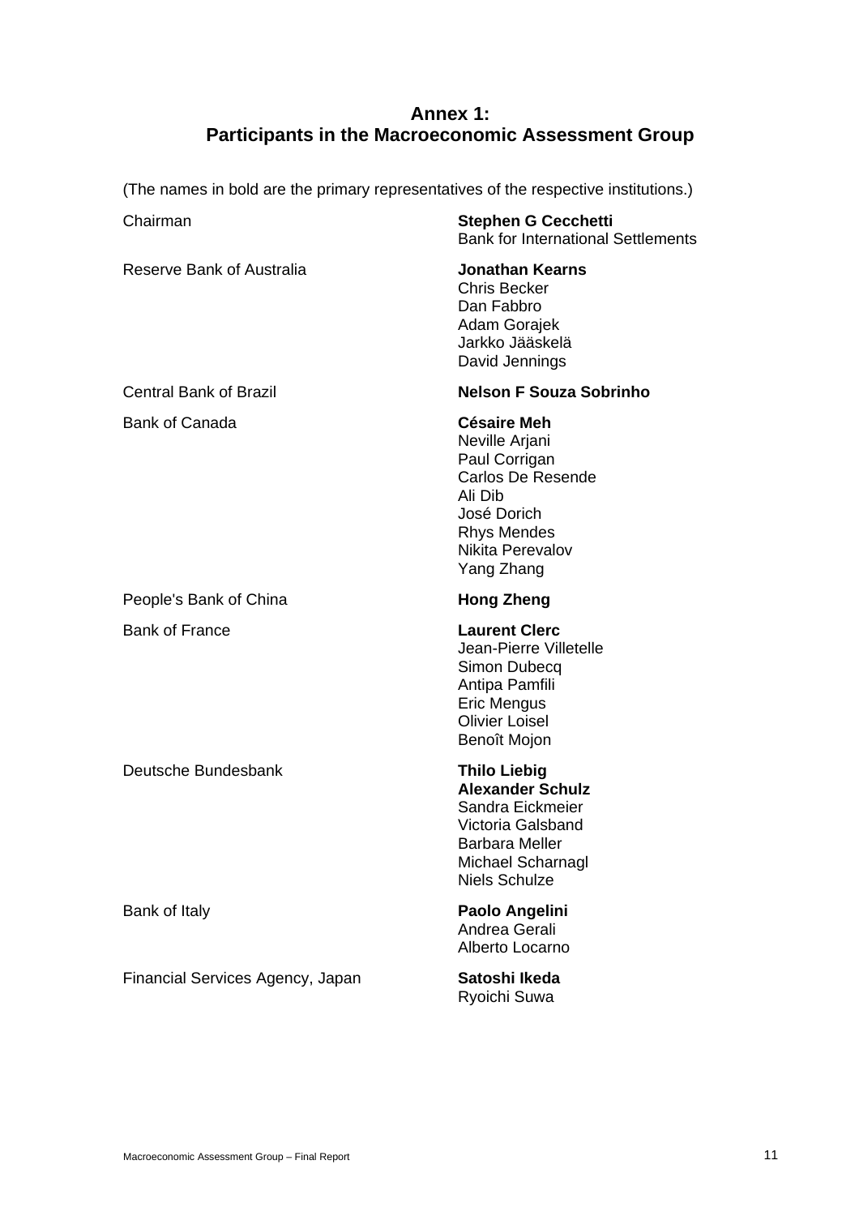## Annex 1:
## Participants in the Macroeconomic Assessment Group

(The names in bold are the primary representatives of the respective institutions.)

| | |
|---|---|
| Chairman | **Stephen G Cecchetti**<br>Bank for International Settlements |
| Reserve Bank of Australia | **Jonathan Kearns**<br>Chris Becker<br>Dan Fabbro<br>Adam Gorajek<br>Jarkko Jääskelä<br>David Jennings |
| Central Bank of Brazil | **Nelson F Souza Sobrinho** |
| Bank of Canada | **Césaire Meh**<br>Neville Arjani<br>Paul Corrigan<br>Carlos De Resende<br>Ali Dib<br>José Dorich<br>Rhys Mendes<br>Nikita Perevalov<br>Yang Zhang |
| People's Bank of China | **Hong Zheng** |
| Bank of France | **Laurent Clerc**<br>Jean-Pierre Villetelle<br>Simon Dubecq<br>Antipa Pamfili<br>Eric Mengus<br>Olivier Loisel<br>Benoît Mojon |
| Deutsche Bundesbank | **Thilo Liebig**<br>**Alexander Schulz**<br>Sandra Eickmeier<br>Victoria Galsband<br>Barbara Meller<br>Michael Scharnagl<br>Niels Schulze |
| Bank of Italy | **Paolo Angelini**<br>Andrea Gerali<br>Alberto Locarno |
| Financial Services Agency, Japan | **Satoshi Ikeda**<br>Ryoichi Suwa |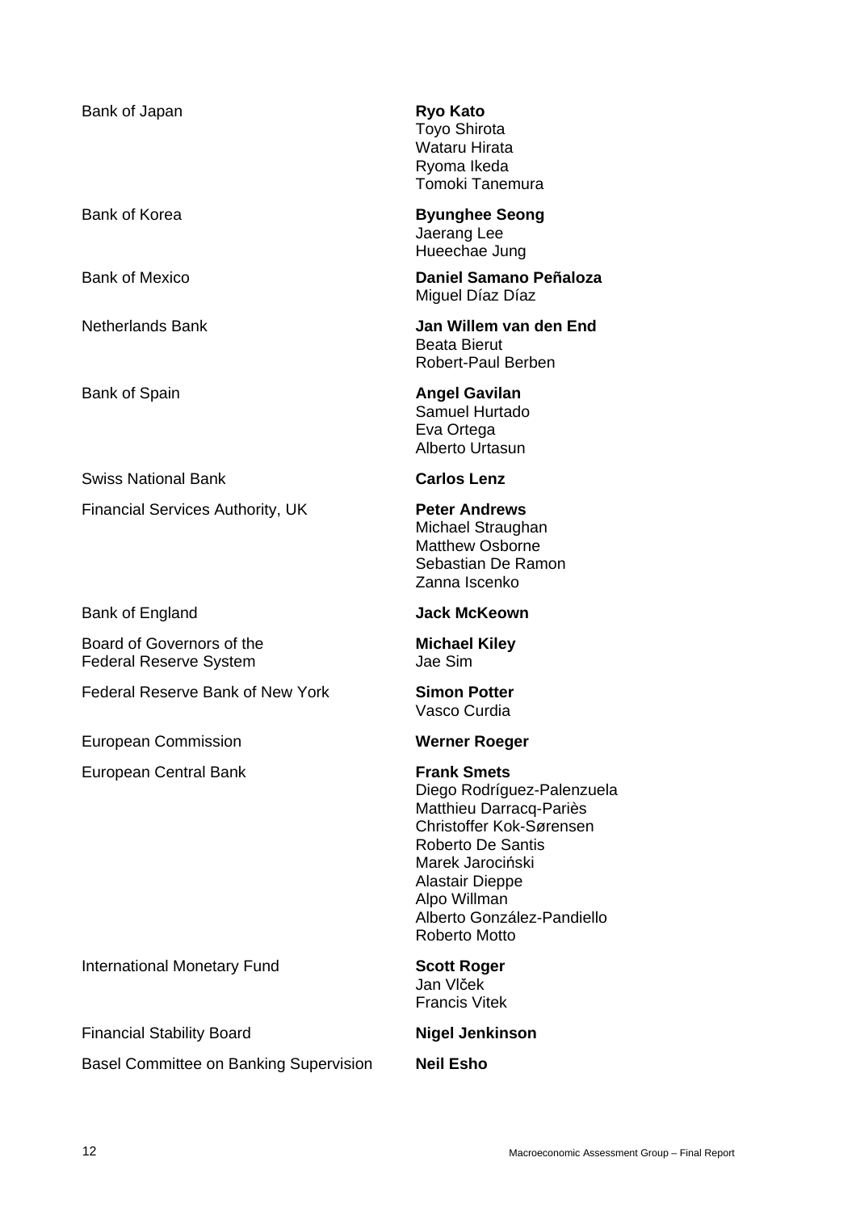| | |
|---|---|
| Bank of Japan | **Ryo Kato**<br>Toyo Shirota<br>Wataru Hirata<br>Ryoma Ikeda<br>Tomoki Tanemura |
| Bank of Korea | **Byunghee Seong**<br>Jaerang Lee<br>Hueechae Jung |
| Bank of Mexico | **Daniel Samano Peñaloza**<br>Miguel Díaz Díaz |
| Netherlands Bank | **Jan Willem van den End**<br>Beata Bierut<br>Robert-Paul Berben |
| Bank of Spain | **Angel Gavilan**<br>Samuel Hurtado<br>Eva Ortega<br>Alberto Urtasun |
| Swiss National Bank | **Carlos Lenz** |
| Financial Services Authority, UK | **Peter Andrews**<br>Michael Straughan<br>Matthew Osborne<br>Sebastian De Ramon<br>Zanna Iscenko |
| Bank of England | **Jack McKeown** |
| Board of Governors of the Federal Reserve System | **Michael Kiley**<br>Jae Sim |
| Federal Reserve Bank of New York | **Simon Potter**<br>Vasco Curdia |
| European Commission | **Werner Roeger** |
| European Central Bank | **Frank Smets**<br>Diego Rodríguez-Palenzuela<br>Matthieu Darracq-Pariès<br>Christoffer Kok-Sørensen<br>Roberto De Santis<br>Marek Jarociński<br>Alastair Dieppe<br>Alpo Willman<br>Alberto González-Pandiello<br>Roberto Motto |
| International Monetary Fund | **Scott Roger**<br>Jan Vlček<br>Francis Vitek |
| Financial Stability Board | **Nigel Jenkinson** |
| Basel Committee on Banking Supervision | **Neil Esho** |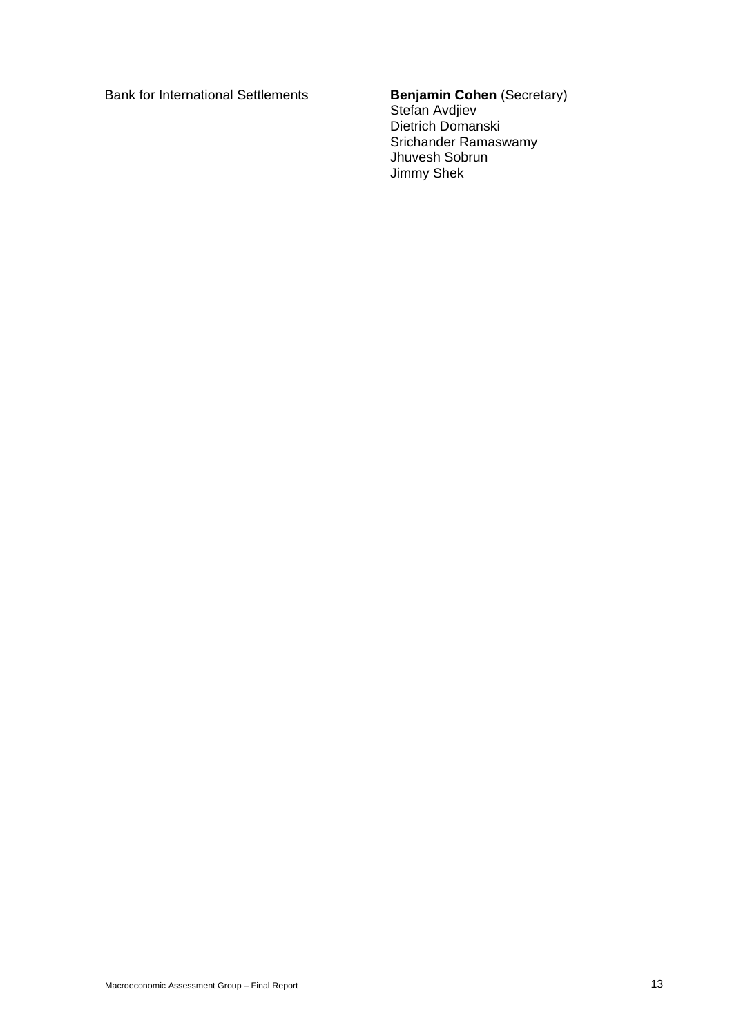| | |
|---|---|
| Bank for International Settlements | **Benjamin Cohen** (Secretary) |
| | Stefan Avdjiev |
| | Dietrich Domanski |
| | Srichander Ramaswamy |
| | Jhuvesh Sobrun |
| | Jimmy Shek |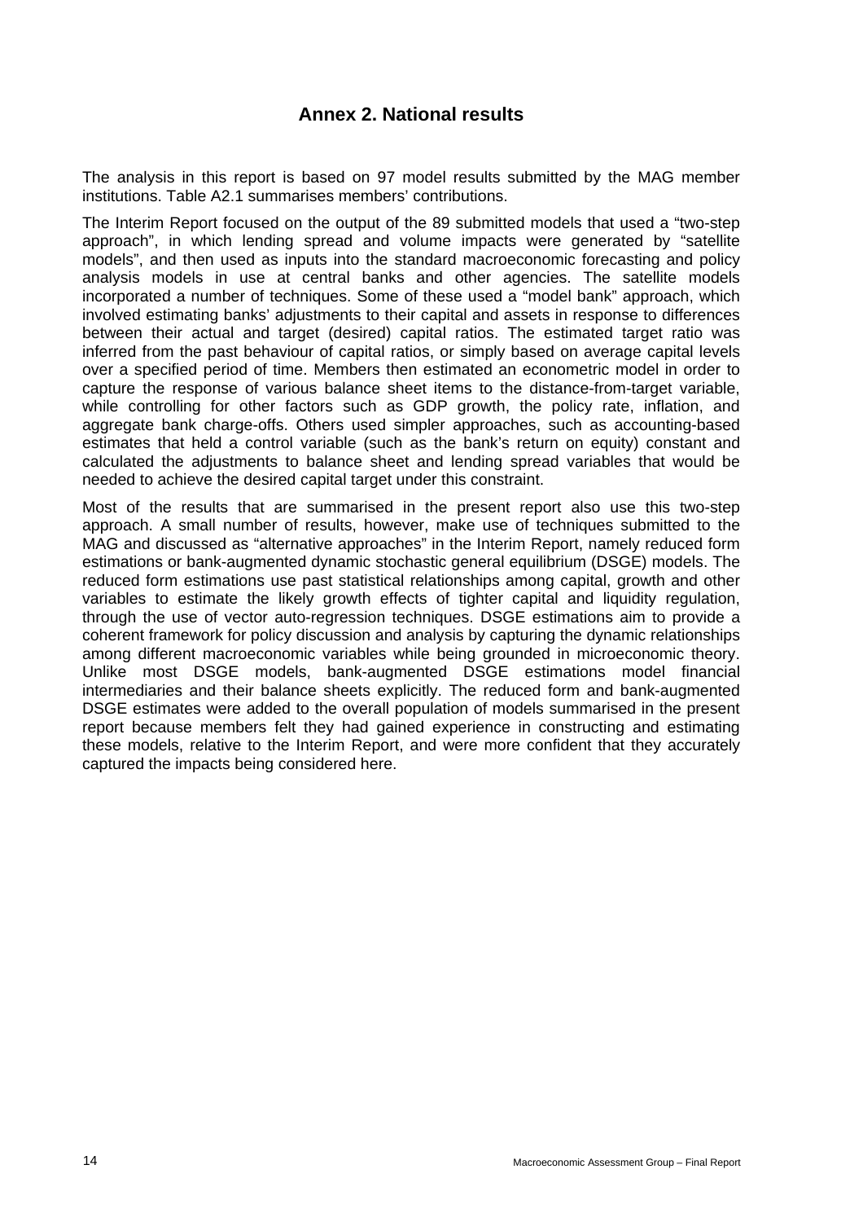## Annex 2. National results

The analysis in this report is based on 97 model results submitted by the MAG member institutions. Table A2.1 summarises members' contributions.

The Interim Report focused on the output of the 89 submitted models that used a "two-step approach", in which lending spread and volume impacts were generated by "satellite models", and then used as inputs into the standard macroeconomic forecasting and policy analysis models in use at central banks and other agencies. The satellite models incorporated a number of techniques. Some of these used a "model bank" approach, which involved estimating banks' adjustments to their capital and assets in response to differences between their actual and target (desired) capital ratios. The estimated target ratio was inferred from the past behaviour of capital ratios, or simply based on average capital levels over a specified period of time. Members then estimated an econometric model in order to capture the response of various balance sheet items to the distance-from-target variable, while controlling for other factors such as GDP growth, the policy rate, inflation, and aggregate bank charge-offs. Others used simpler approaches, such as accounting-based estimates that held a control variable (such as the bank's return on equity) constant and calculated the adjustments to balance sheet and lending spread variables that would be needed to achieve the desired capital target under this constraint.

Most of the results that are summarised in the present report also use this two-step approach. A small number of results, however, make use of techniques submitted to the MAG and discussed as "alternative approaches" in the Interim Report, namely reduced form estimations or bank-augmented dynamic stochastic general equilibrium (DSGE) models. The reduced form estimations use past statistical relationships among capital, growth and other variables to estimate the likely growth effects of tighter capital and liquidity regulation, through the use of vector auto-regression techniques. DSGE estimations aim to provide a coherent framework for policy discussion and analysis by capturing the dynamic relationships among different macroeconomic variables while being grounded in microeconomic theory. Unlike most DSGE models, bank-augmented DSGE estimations model financial intermediaries and their balance sheets explicitly. The reduced form and bank-augmented DSGE estimates were added to the overall population of models summarised in the present report because members felt they had gained experience in constructing and estimating these models, relative to the Interim Report, and were more confident that they accurately captured the impacts being considered here.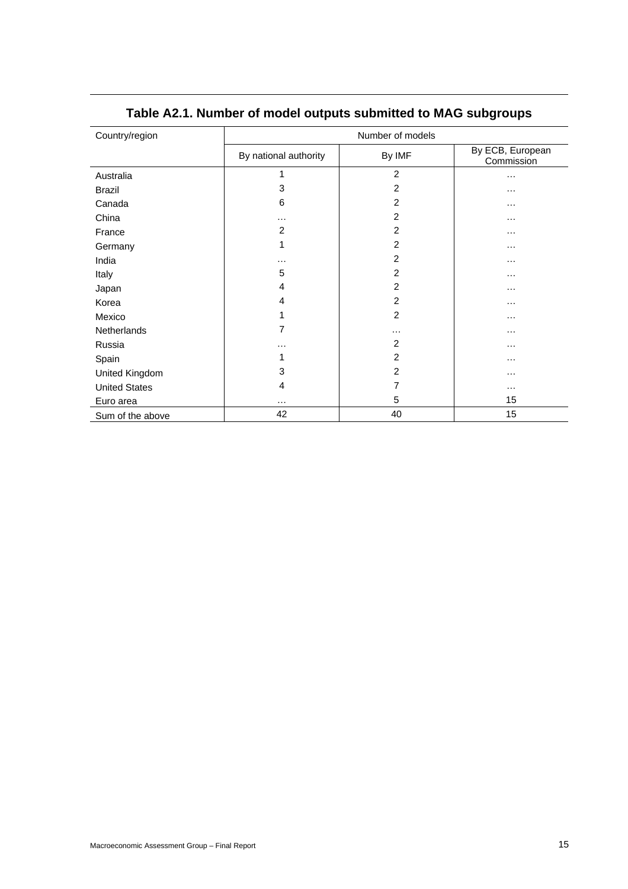**Table A2.1. Number of model outputs submitted to MAG subgroups**

| Country/region | Number of models | | |
|---|---|---|---|
| | By national authority | By IMF | By ECB, European Commission |
| Australia | 1 | 2 | … |
| Brazil | 3 | 2 | … |
| Canada | 6 | 2 | … |
| China | … | 2 | … |
| France | 2 | 2 | … |
| Germany | 1 | 2 | … |
| India | … | 2 | … |
| Italy | 5 | 2 | … |
| Japan | 4 | 2 | … |
| Korea | 4 | 2 | … |
| Mexico | 1 | 2 | … |
| Netherlands | 7 | … | … |
| Russia | … | 2 | … |
| Spain | 1 | 2 | … |
| United Kingdom | 3 | 2 | … |
| United States | 4 | 7 | … |
| Euro area | … | 5 | 15 |
| Sum of the above | 42 | 40 | 15 |